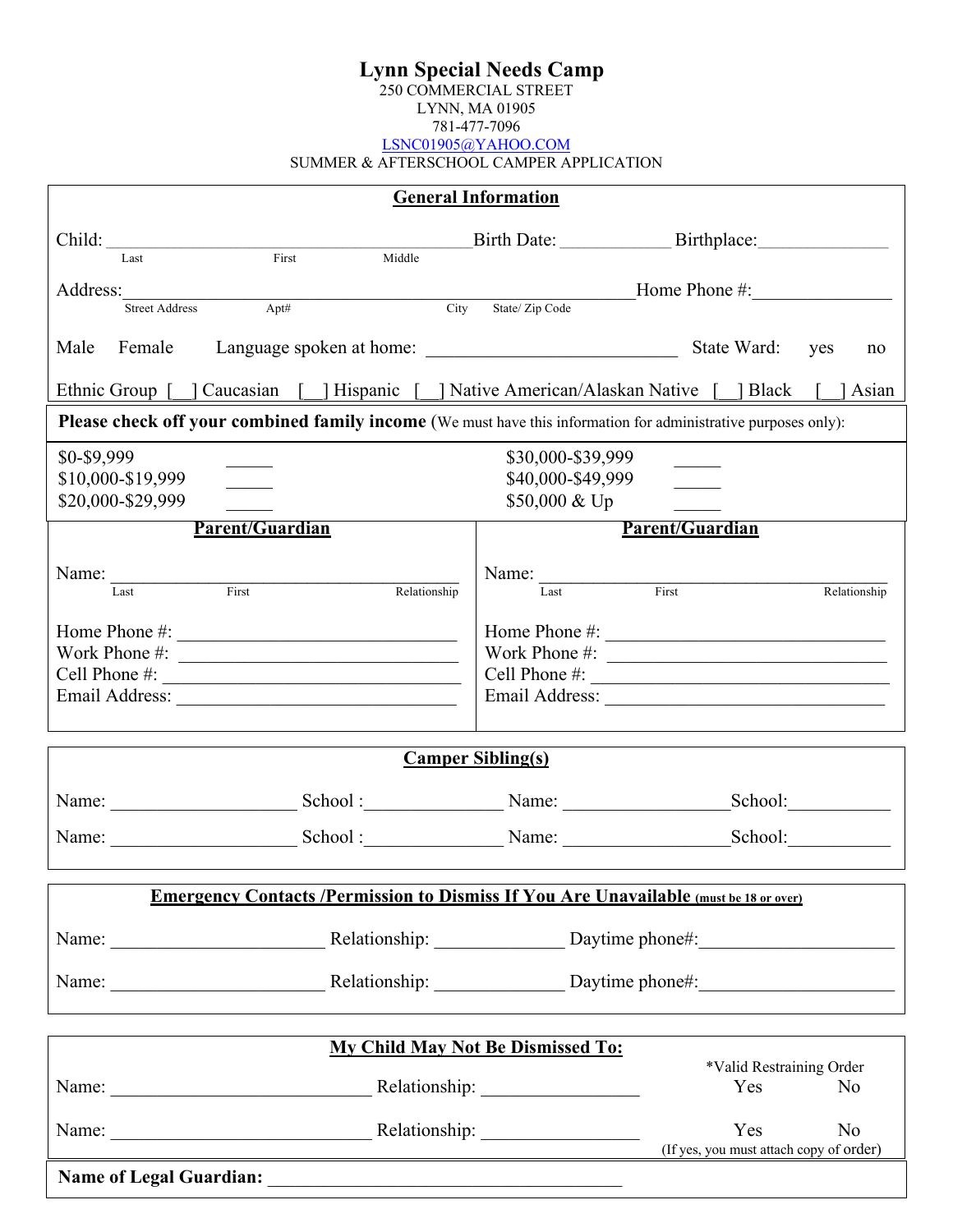# Lynn Special Needs Camp

250 COMMERCIAL STREET
LYNN, MA 01905
781-477-7096
LSNC01905@YAHOO.COM
SUMMER & AFTERSCHOOL CAMPER APPLICATION

## General Information

Child: ________________________________________ Birth Date: ____________ Birthplace: ______________
Last First Middle

Address: __________________________________________________ Home Phone #: _______________
Street Address Apt# City State/ Zip Code

Male Female Language spoken at home: ___________________________ State Ward: yes no

Ethnic Group [__] Caucasian [__] Hispanic [__] Native American/Alaskan Native [__] Black [__] Asian

**Please check off your combined family income** (We must have this information for administrative purposes only):

| | | | |
|---|---|---|---|
| $0-$9,999 | _____ | $30,000-$39,999 | _____ |
| $10,000-$19,999 | _____ | $40,000-$49,999 | _____ |
| $20,000-$29,999 | _____ | $50,000 & Up | _____ |

## Parent/Guardian

Name: ________________________________________
Last First Relationship

Home Phone #: ______________________________
Work Phone #: ______________________________
Cell Phone #: ______________________________
Email Address: ______________________________

## Parent/Guardian

Name: ________________________________________
Last First Relationship

Home Phone #: ______________________________
Work Phone #: ______________________________
Cell Phone #: ______________________________
Email Address: ______________________________

## Camper Sibling(s)

Name: ____________________ School: _______________ Name: _________________ School: ___________

Name: ____________________ School: _______________ Name: _________________ School: ___________

## Emergency Contacts /Permission to Dismiss If You Are Unavailable (must be 18 or over)

Name: _______________________ Relationship: ______________ Daytime phone#: _____________________

Name: _______________________ Relationship: ______________ Daytime phone#: _____________________

## My Child May Not Be Dismissed To:

Name: ____________________________ Relationship: _________________ *Valid Restraining Order Yes No

Name: ____________________________ Relationship: _________________ Yes No
(If yes, you must attach copy of order)

**Name of Legal Guardian:** _______________________________________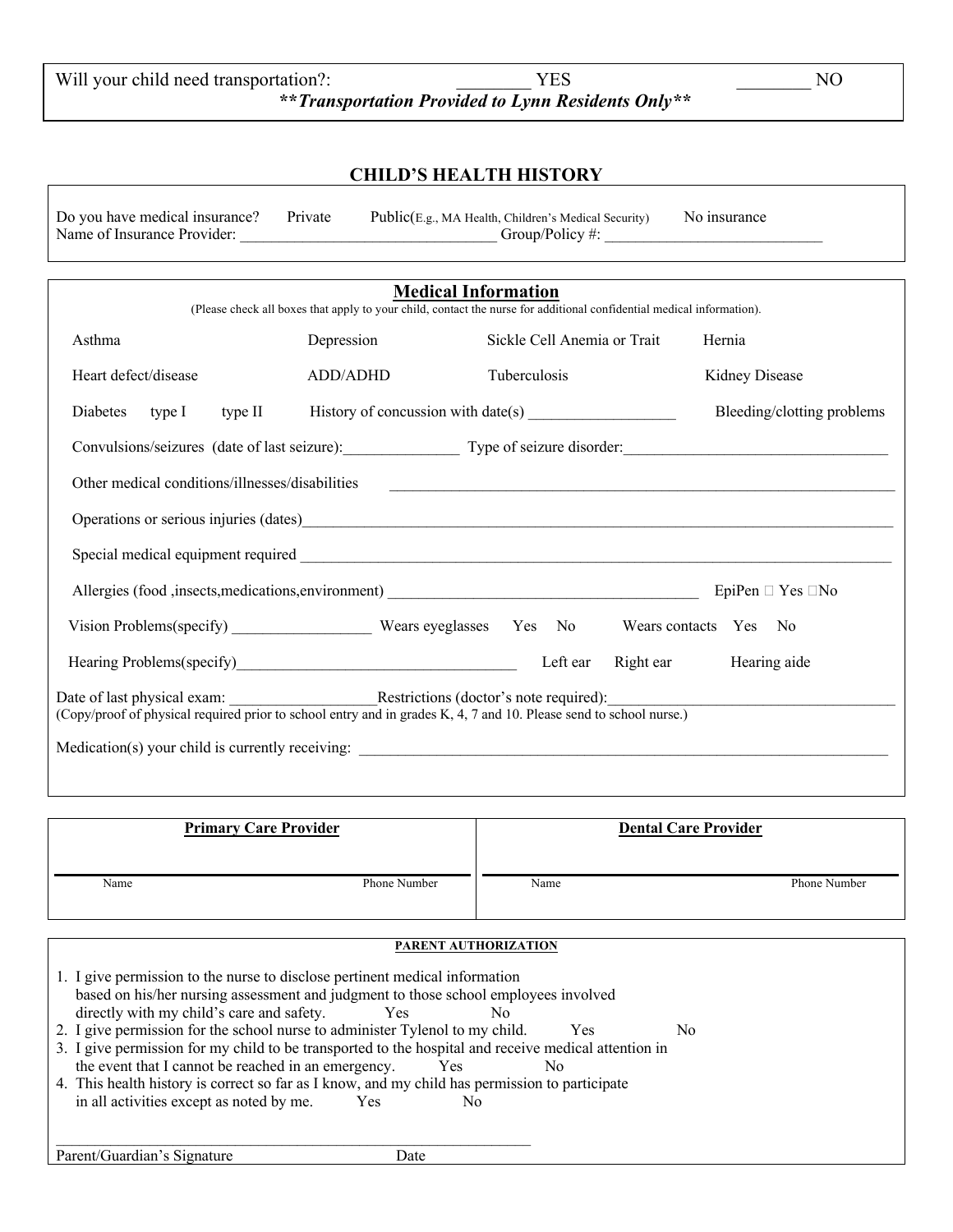Will your child need transportation?: ________ YES ________ NO

***\*\*Transportation Provided to Lynn Residents Only\*\****

## CHILD'S HEALTH HISTORY

Do you have medical insurance? Private Public(E.g., MA Health, Children's Medical Security) No insurance

Name of Insurance Provider: ________________________________ Group/Policy #: ____________________________

### Medical Information

(Please check all boxes that apply to your child, contact the nurse for additional confidential medical information).

| | | | |
|---|---|---|---|
| Asthma | Depression | Sickle Cell Anemia or Trait | Hernia |
| Heart defect/disease | ADD/ADHD | Tuberculosis | Kidney Disease |

Diabetes type I type II History of concussion with date(s) ___________________ Bleeding/clotting problems

Convulsions/seizures (date of last seizure):_______________ Type of seizure disorder:_________________________________

Other medical conditions/illnesses/disabilities _________________________________________________________________

Operations or serious injuries (dates)____________________________________________________________________________

Special medical equipment required ______________________________________________________________________________

Allergies (food ,insects,medications,environment) ________________________________________ EpiPen ☐ Yes ☐No

Vision Problems(specify) __________________ Wears eyeglasses Yes No Wears contacts Yes No

Hearing Problems(specify)____________________________________ Left ear Right ear Hearing aide

Date of last physical exam: ___________________Restrictions (doctor's note required):___________________________________

(Copy/proof of physical required prior to school entry and in grades K, 4, 7 and 10. Please send to school nurse.)

Medication(s) your child is currently receiving: ______________________________________________________________________

| Primary Care Provider | | Dental Care Provider | |
|---|---|---|---|
| Name | Phone Number | Name | Phone Number |

**PARENT AUTHORIZATION**

1. I give permission to the nurse to disclose pertinent medical information based on his/her nursing assessment and judgment to those school employees involved directly with my child's care and safety. Yes No
2. I give permission for the school nurse to administer Tylenol to my child. Yes No
3. I give permission for my child to be transported to the hospital and receive medical attention in the event that I cannot be reached in an emergency. Yes No
4. This health history is correct so far as I know, and my child has permission to participate in all activities except as noted by me. Yes No

_____________________________________________________________

Parent/Guardian's Signature Date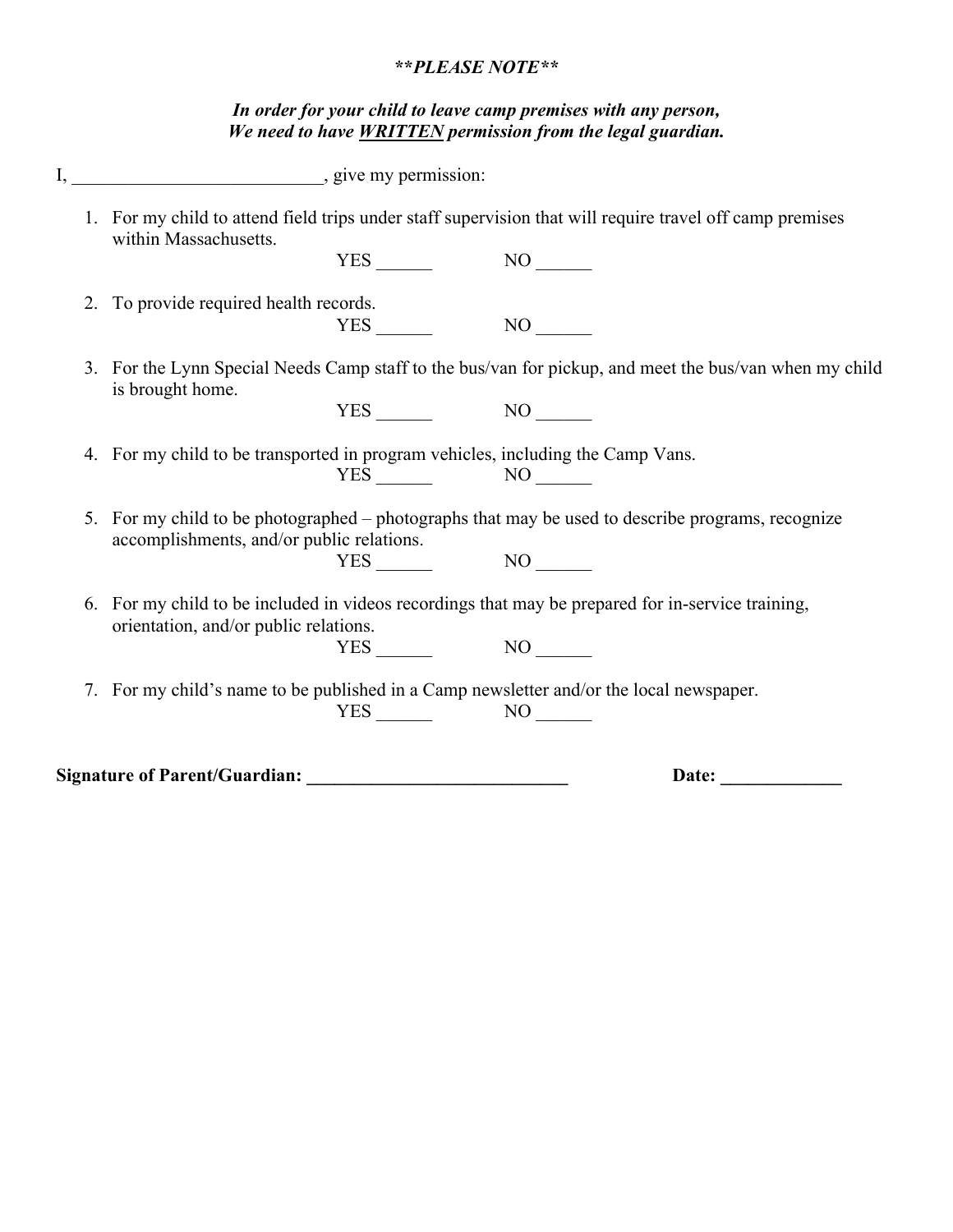***\*\*PLEASE NOTE\*\****

***In order for your child to leave camp premises with any person, We need to have <u>WRITTEN</u> permission from the legal guardian.***

I, ___________________________, give my permission:

1. For my child to attend field trips under staff supervision that will require travel off camp premises within Massachusetts.

   YES ______ NO ______

2. To provide required health records.

   YES ______ NO ______

3. For the Lynn Special Needs Camp staff to the bus/van for pickup, and meet the bus/van when my child is brought home.

   YES ______ NO ______

4. For my child to be transported in program vehicles, including the Camp Vans.

   YES ______ NO ______

5. For my child to be photographed – photographs that may be used to describe programs, recognize accomplishments, and/or public relations.

   YES ______ NO ______

6. For my child to be included in videos recordings that may be prepared for in-service training, orientation, and/or public relations.

   YES ______ NO ______

7. For my child's name to be published in a Camp newsletter and/or the local newspaper.

   YES ______ NO ______

**Signature of Parent/Guardian: _____________________________ Date: _____________**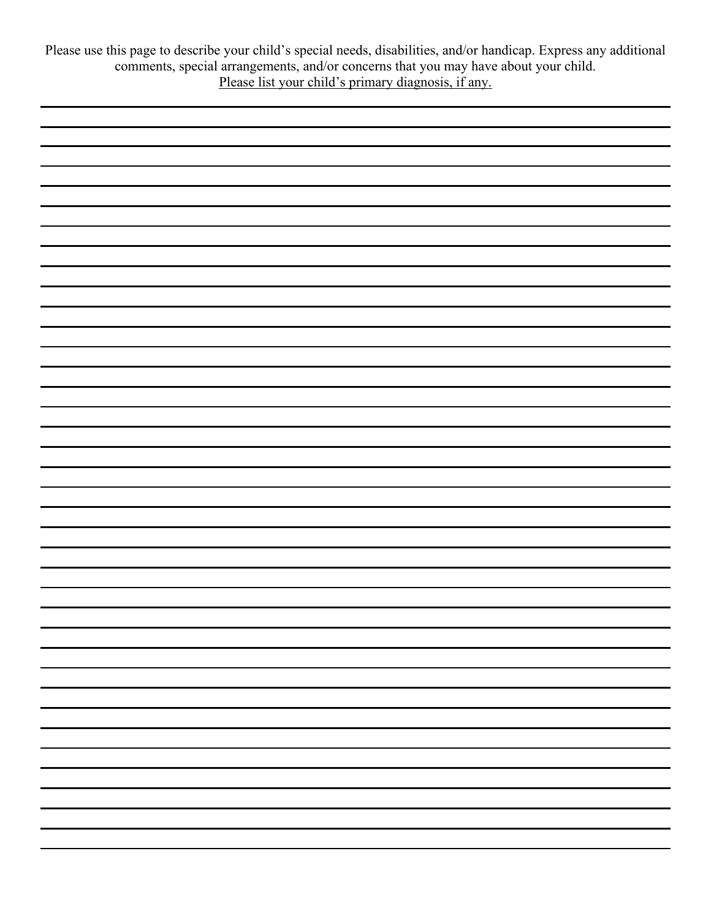Please use this page to describe your child's special needs, disabilities, and/or handicap. Express any additional comments, special arrangements, and/or concerns that you may have about your child.

<u>Please list your child's primary diagnosis, if any.</u>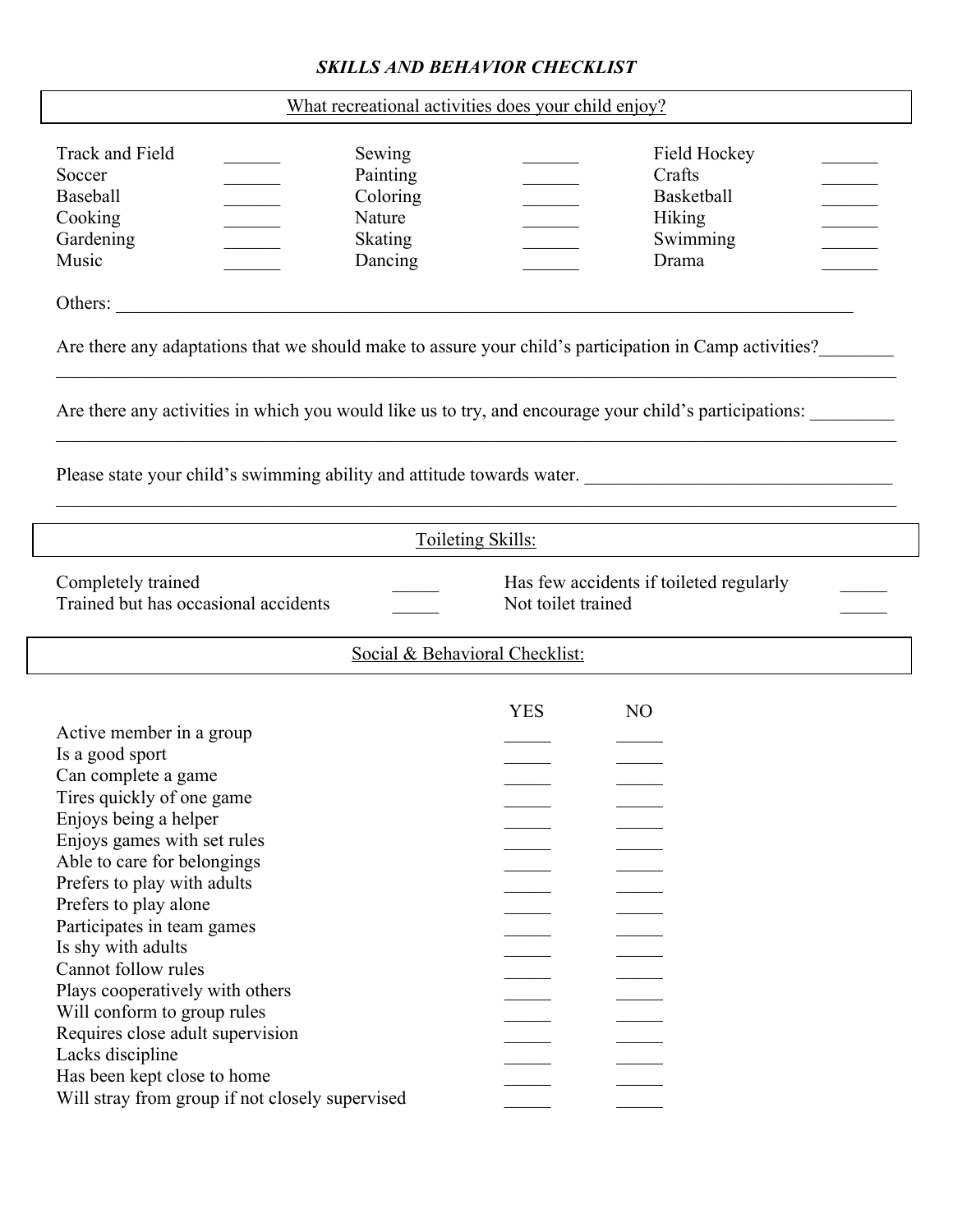# *SKILLS AND BEHAVIOR CHECKLIST*

## What recreational activities does your child enjoy?

| | | | | | |
|---|---|---|---|---|---|
| Track and Field | ______ | Sewing | ______ | Field Hockey | ______ |
| Soccer | ______ | Painting | ______ | Crafts | ______ |
| Baseball | ______ | Coloring | ______ | Basketball | ______ |
| Cooking | ______ | Nature | ______ | Hiking | ______ |
| Gardening | ______ | Skating | ______ | Swimming | ______ |
| Music | ______ | Dancing | ______ | Drama | ______ |

Others: ________________________________________________________________________________

Are there any adaptations that we should make to assure your child's participation in Camp activities?________
_____________________________________________________________________________________________

Are there any activities in which you would like us to try, and encourage your child's participations: _________
_____________________________________________________________________________________________

Please state your child's swimming ability and attitude towards water. _________________________________
_____________________________________________________________________________________________

## Toileting Skills:

| | | | |
|---|---|---|---|
| Completely trained | _____ | Has few accidents if toileted regularly | _____ |
| Trained but has occasional accidents | _____ | Not toilet trained | _____ |

## Social & Behavioral Checklist:

| | YES | NO |
|---|---|---|
| Active member in a group | _____ | _____ |
| Is a good sport | _____ | _____ |
| Can complete a game | _____ | _____ |
| Tires quickly of one game | _____ | _____ |
| Enjoys being a helper | _____ | _____ |
| Enjoys games with set rules | _____ | _____ |
| Able to care for belongings | _____ | _____ |
| Prefers to play with adults | _____ | _____ |
| Prefers to play alone | _____ | _____ |
| Participates in team games | _____ | _____ |
| Is shy with adults | _____ | _____ |
| Cannot follow rules | _____ | _____ |
| Plays cooperatively with others | _____ | _____ |
| Will conform to group rules | _____ | _____ |
| Requires close adult supervision | _____ | _____ |
| Lacks discipline | _____ | _____ |
| Has been kept close to home | _____ | _____ |
| Will stray from group if not closely supervised | _____ | _____ |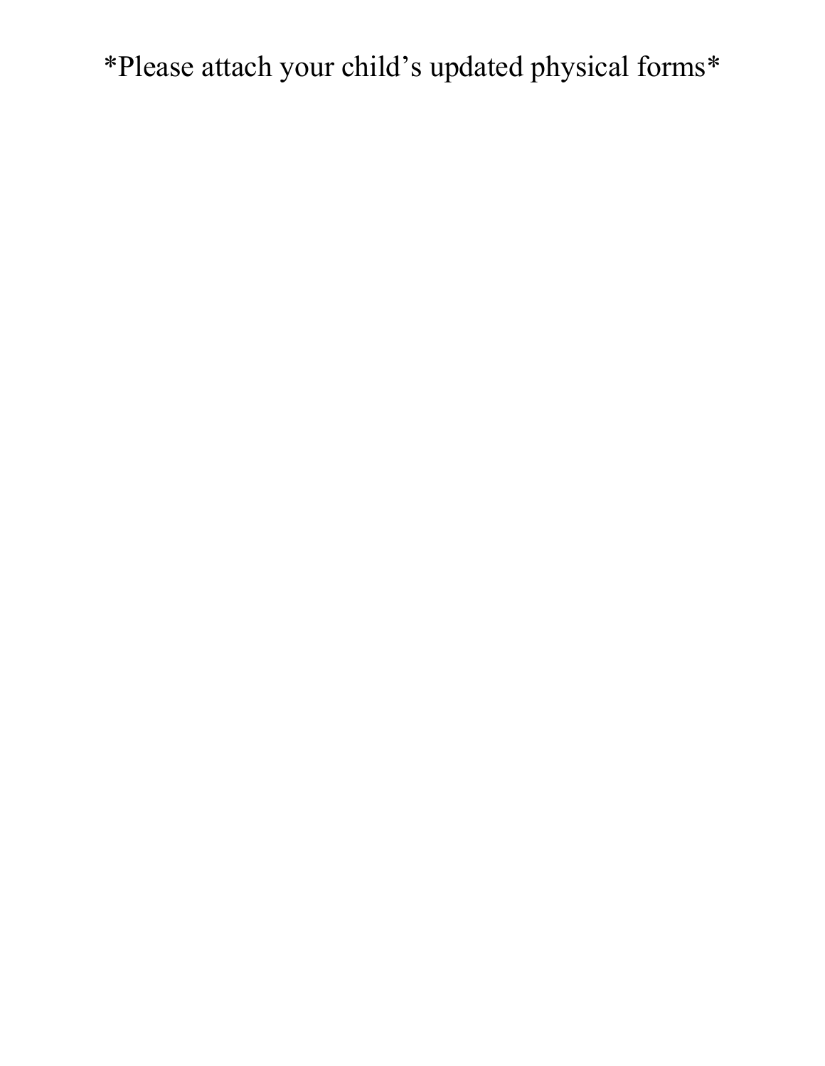*Please attach your child’s updated physical forms*